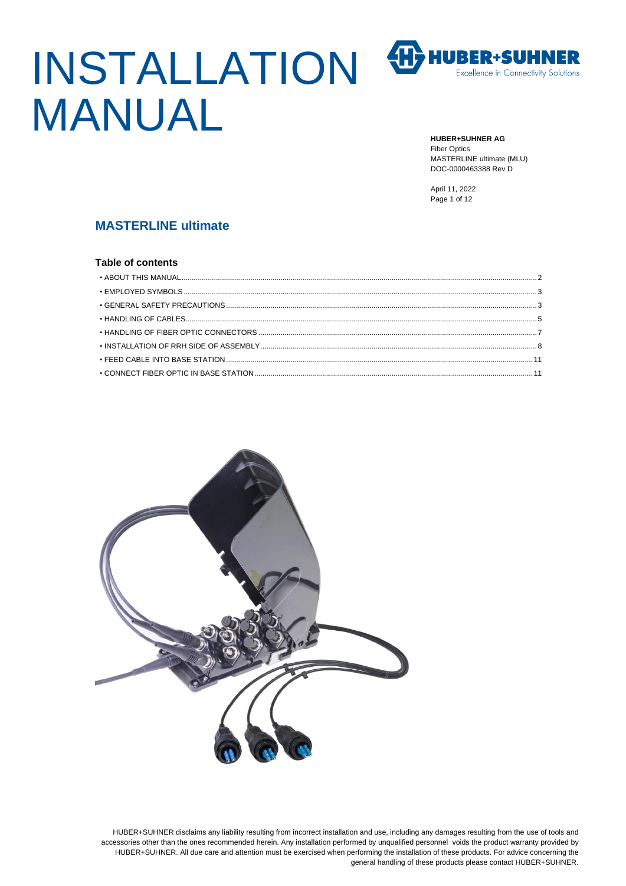# INSTALLATION MANUAL

**HUBER+SUHNER AG**
Fiber Optics
MASTERLINE ultimate (MLU)
DOC-0000463388 Rev D

April 11, 2022

## MASTERLINE ultimate

### Table of contents

- ABOUT THIS MANUAL ........ 2
- EMPLOYED SYMBOLS ........ 3
- GENERAL SAFETY PRECAUTIONS ........ 3
- HANDLING OF CABLES ........ 5
- HANDLING OF FIBER OPTIC CONNECTORS ........ 7
- INSTALLATION OF RRH SIDE OF ASSEMBLY ........ 8
- FEED CABLE INTO BASE STATION ........ 11
- CONNECT FIBER OPTIC IN BASE STATION ........ 11

HUBER+SUHNER disclaims any liability resulting from incorrect installation and use, including any damages resulting from the use of tools and accessories other than the ones recommended herein. Any installation performed by unqualified personnel voids the product warranty provided by HUBER+SUHNER. All due care and attention must be exercised when performing the installation of these products. For advice concerning the general handling of these products please contact HUBER+SUHNER.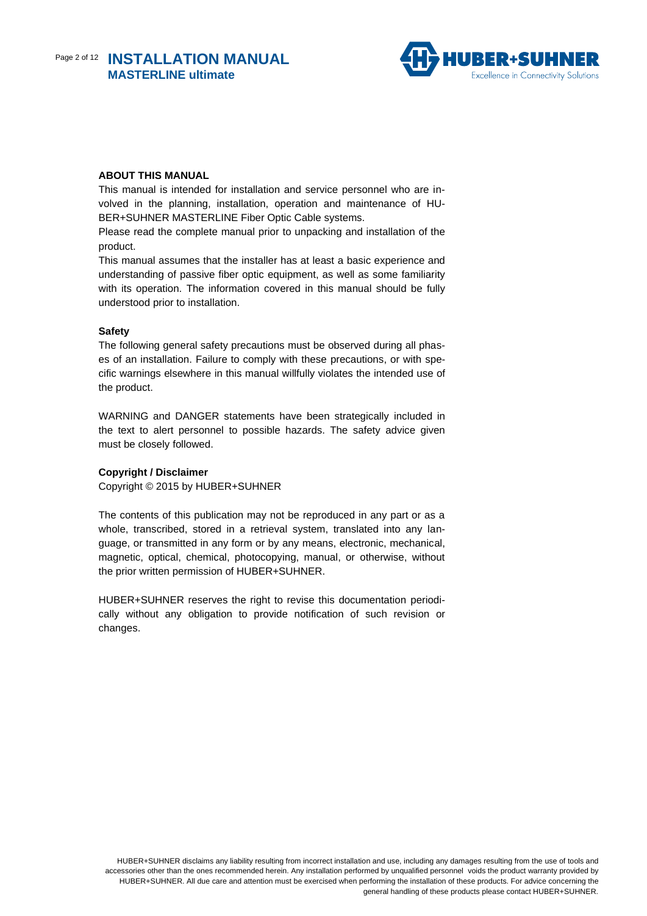## ABOUT THIS MANUAL

This manual is intended for installation and service personnel who are involved in the planning, installation, operation and maintenance of HUBER+SUHNER MASTERLINE Fiber Optic Cable systems.

Please read the complete manual prior to unpacking and installation of the product.

This manual assumes that the installer has at least a basic experience and understanding of passive fiber optic equipment, as well as some familiarity with its operation. The information covered in this manual should be fully understood prior to installation.

### Safety

The following general safety precautions must be observed during all phases of an installation. Failure to comply with these precautions, or with specific warnings elsewhere in this manual willfully violates the intended use of the product.

WARNING and DANGER statements have been strategically included in the text to alert personnel to possible hazards. The safety advice given must be closely followed.

### Copyright / Disclaimer

Copyright © 2015 by HUBER+SUHNER

The contents of this publication may not be reproduced in any part or as a whole, transcribed, stored in a retrieval system, translated into any language, or transmitted in any form or by any means, electronic, mechanical, magnetic, optical, chemical, photocopying, manual, or otherwise, without the prior written permission of HUBER+SUHNER.

HUBER+SUHNER reserves the right to revise this documentation periodically without any obligation to provide notification of such revision or changes.

HUBER+SUHNER disclaims any liability resulting from incorrect installation and use, including any damages resulting from the use of tools and accessories other than the ones recommended herein. Any installation performed by unqualified personnel voids the product warranty provided by HUBER+SUHNER. All due care and attention must be exercised when performing the installation of these products. For advice concerning the general handling of these products please contact HUBER+SUHNER.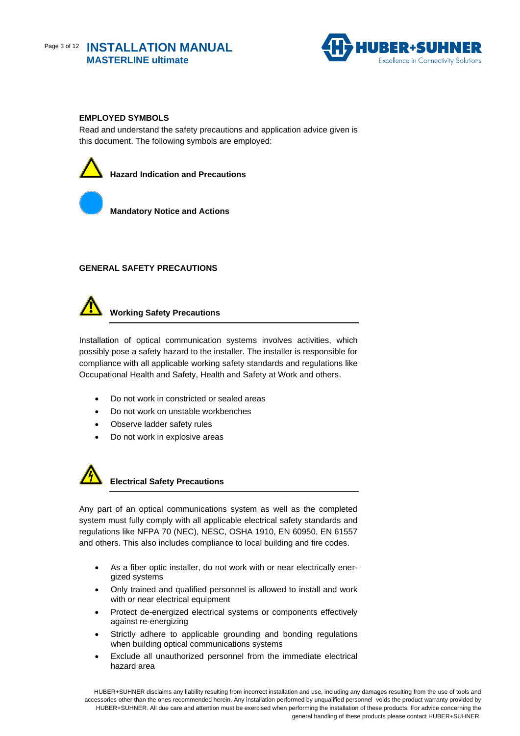## EMPLOYED SYMBOLS

Read and understand the safety precautions and application advice given is this document. The following symbols are employed:

**Hazard Indication and Precautions**

**Mandatory Notice and Actions**

## GENERAL SAFETY PRECAUTIONS

### Working Safety Precautions

Installation of optical communication systems involves activities, which possibly pose a safety hazard to the installer. The installer is responsible for compliance with all applicable working safety standards and regulations like Occupational Health and Safety, Health and Safety at Work and others.

- Do not work in constricted or sealed areas
- Do not work on unstable workbenches
- Observe ladder safety rules
- Do not work in explosive areas

### Electrical Safety Precautions

Any part of an optical communications system as well as the completed system must fully comply with all applicable electrical safety standards and regulations like NFPA 70 (NEC), NESC, OSHA 1910, EN 60950, EN 61557 and others. This also includes compliance to local building and fire codes.

- As a fiber optic installer, do not work with or near electrically energized systems
- Only trained and qualified personnel is allowed to install and work with or near electrical equipment
- Protect de-energized electrical systems or components effectively against re-energizing
- Strictly adhere to applicable grounding and bonding regulations when building optical communications systems
- Exclude all unauthorized personnel from the immediate electrical hazard area

HUBER+SUHNER disclaims any liability resulting from incorrect installation and use, including any damages resulting from the use of tools and accessories other than the ones recommended herein. Any installation performed by unqualified personnel voids the product warranty provided by HUBER+SUHNER. All due care and attention must be exercised when performing the installation of these products. For advice concerning the general handling of these products please contact HUBER+SUHNER.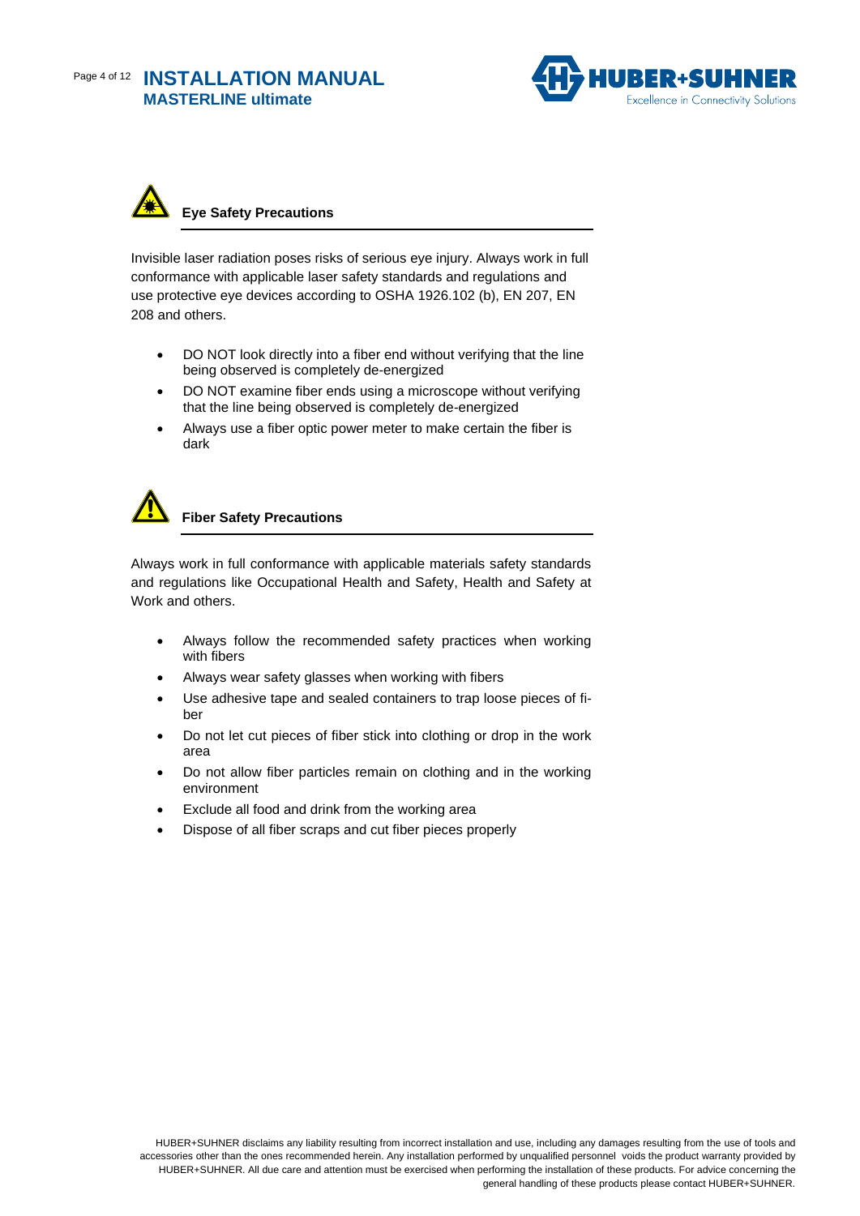## Eye Safety Precautions

Invisible laser radiation poses risks of serious eye injury. Always work in full conformance with applicable laser safety standards and regulations and use protective eye devices according to OSHA 1926.102 (b), EN 207, EN 208 and others.

- DO NOT look directly into a fiber end without verifying that the line being observed is completely de-energized
- DO NOT examine fiber ends using a microscope without verifying that the line being observed is completely de-energized
- Always use a fiber optic power meter to make certain the fiber is dark

## Fiber Safety Precautions

Always work in full conformance with applicable materials safety standards and regulations like Occupational Health and Safety, Health and Safety at Work and others.

- Always follow the recommended safety practices when working with fibers
- Always wear safety glasses when working with fibers
- Use adhesive tape and sealed containers to trap loose pieces of fiber
- Do not let cut pieces of fiber stick into clothing or drop in the work area
- Do not allow fiber particles remain on clothing and in the working environment
- Exclude all food and drink from the working area
- Dispose of all fiber scraps and cut fiber pieces properly

HUBER+SUHNER disclaims any liability resulting from incorrect installation and use, including any damages resulting from the use of tools and accessories other than the ones recommended herein. Any installation performed by unqualified personnel voids the product warranty provided by HUBER+SUHNER. All due care and attention must be exercised when performing the installation of these products. For advice concerning the general handling of these products please contact HUBER+SUHNER.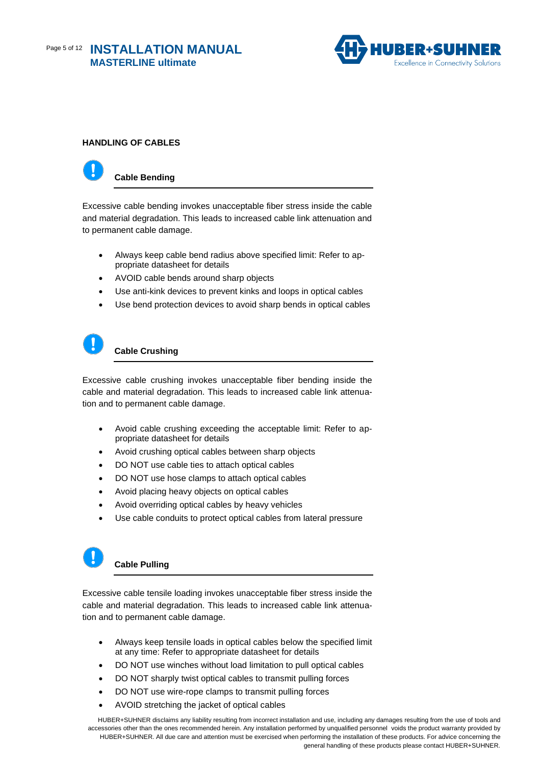## HANDLING OF CABLES

### Cable Bending

Excessive cable bending invokes unacceptable fiber stress inside the cable and material degradation. This leads to increased cable link attenuation and to permanent cable damage.

- Always keep cable bend radius above specified limit: Refer to appropriate datasheet for details
- AVOID cable bends around sharp objects
- Use anti-kink devices to prevent kinks and loops in optical cables
- Use bend protection devices to avoid sharp bends in optical cables

### Cable Crushing

Excessive cable crushing invokes unacceptable fiber bending inside the cable and material degradation. This leads to increased cable link attenuation and to permanent cable damage.

- Avoid cable crushing exceeding the acceptable limit: Refer to appropriate datasheet for details
- Avoid crushing optical cables between sharp objects
- DO NOT use cable ties to attach optical cables
- DO NOT use hose clamps to attach optical cables
- Avoid placing heavy objects on optical cables
- Avoid overriding optical cables by heavy vehicles
- Use cable conduits to protect optical cables from lateral pressure

### Cable Pulling

Excessive cable tensile loading invokes unacceptable fiber stress inside the cable and material degradation. This leads to increased cable link attenuation and to permanent cable damage.

- Always keep tensile loads in optical cables below the specified limit at any time: Refer to appropriate datasheet for details
- DO NOT use winches without load limitation to pull optical cables
- DO NOT sharply twist optical cables to transmit pulling forces
- DO NOT use wire-rope clamps to transmit pulling forces
- AVOID stretching the jacket of optical cables

HUBER+SUHNER disclaims any liability resulting from incorrect installation and use, including any damages resulting from the use of tools and accessories other than the ones recommended herein. Any installation performed by unqualified personnel voids the product warranty provided by HUBER+SUHNER. All due care and attention must be exercised when performing the installation of these products. For advice concerning the general handling of these products please contact HUBER+SUHNER.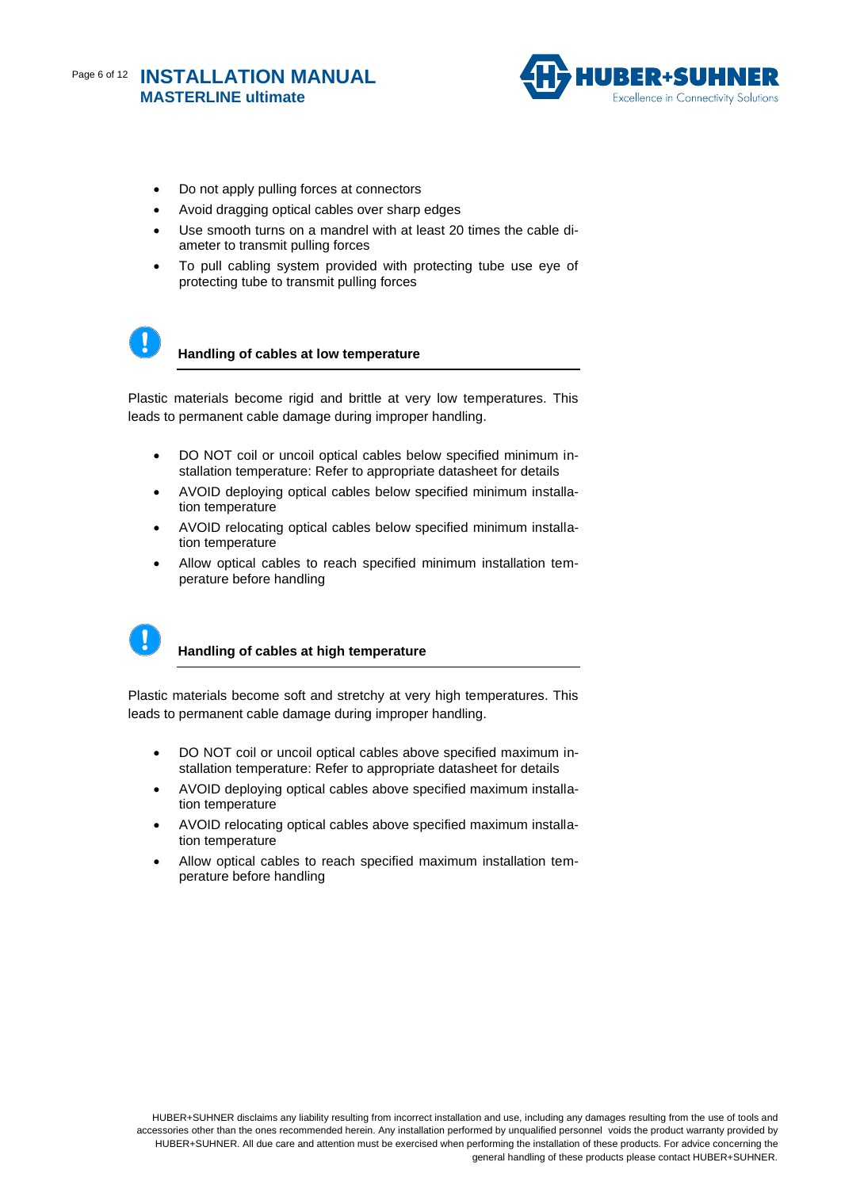- Do not apply pulling forces at connectors
- Avoid dragging optical cables over sharp edges
- Use smooth turns on a mandrel with at least 20 times the cable diameter to transmit pulling forces
- To pull cabling system provided with protecting tube use eye of protecting tube to transmit pulling forces

### Handling of cables at low temperature

Plastic materials become rigid and brittle at very low temperatures. This leads to permanent cable damage during improper handling.

- DO NOT coil or uncoil optical cables below specified minimum installation temperature: Refer to appropriate datasheet for details
- AVOID deploying optical cables below specified minimum installation temperature
- AVOID relocating optical cables below specified minimum installation temperature
- Allow optical cables to reach specified minimum installation temperature before handling

### Handling of cables at high temperature

Plastic materials become soft and stretchy at very high temperatures. This leads to permanent cable damage during improper handling.

- DO NOT coil or uncoil optical cables above specified maximum installation temperature: Refer to appropriate datasheet for details
- AVOID deploying optical cables above specified maximum installation temperature
- AVOID relocating optical cables above specified maximum installation temperature
- Allow optical cables to reach specified maximum installation temperature before handling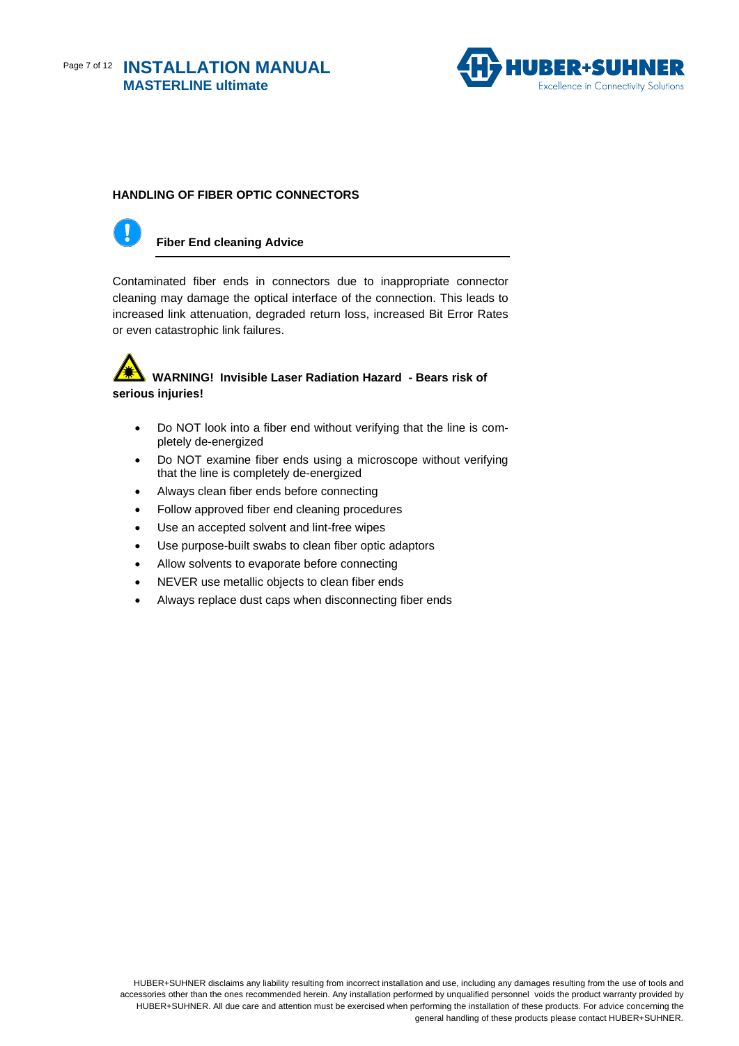## HANDLING OF FIBER OPTIC CONNECTORS

### Fiber End cleaning Advice

Contaminated fiber ends in connectors due to inappropriate connector cleaning may damage the optical interface of the connection. This leads to increased link attenuation, degraded return loss, increased Bit Error Rates or even catastrophic link failures.

**WARNING! Invisible Laser Radiation Hazard - Bears risk of serious injuries!**

- Do NOT look into a fiber end without verifying that the line is completely de-energized
- Do NOT examine fiber ends using a microscope without verifying that the line is completely de-energized
- Always clean fiber ends before connecting
- Follow approved fiber end cleaning procedures
- Use an accepted solvent and lint-free wipes
- Use purpose-built swabs to clean fiber optic adaptors
- Allow solvents to evaporate before connecting
- NEVER use metallic objects to clean fiber ends
- Always replace dust caps when disconnecting fiber ends

HUBER+SUHNER disclaims any liability resulting from incorrect installation and use, including any damages resulting from the use of tools and accessories other than the ones recommended herein. Any installation performed by unqualified personnel voids the product warranty provided by HUBER+SUHNER. All due care and attention must be exercised when performing the installation of these products. For advice concerning the general handling of these products please contact HUBER+SUHNER.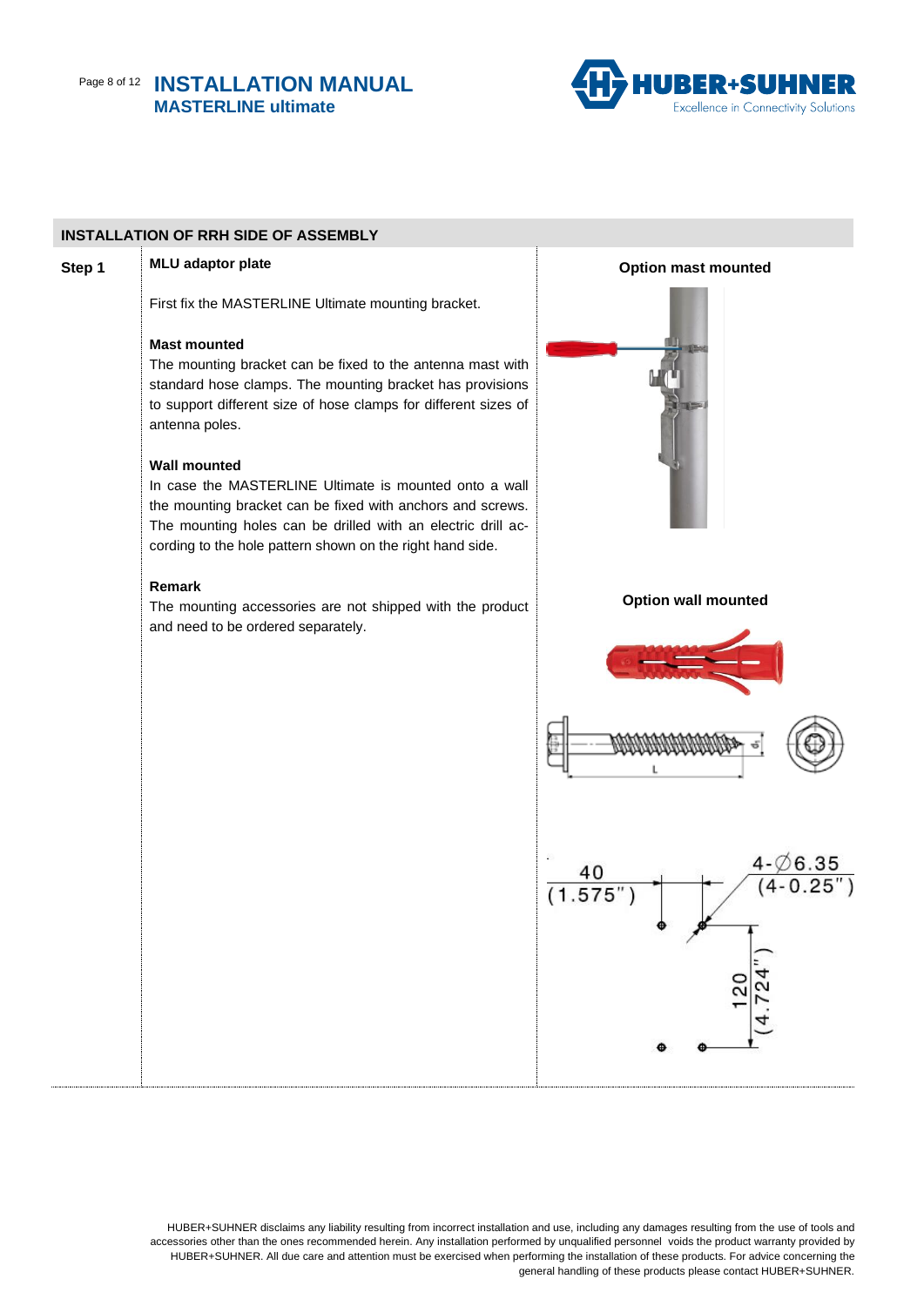## INSTALLATION OF RRH SIDE OF ASSEMBLY

**Step 1**

**MLU adaptor plate**

First fix the MASTERLINE Ultimate mounting bracket.

**Mast mounted**

The mounting bracket can be fixed to the antenna mast with standard hose clamps. The mounting bracket has provisions to support different size of hose clamps for different sizes of antenna poles.

**Wall mounted**

In case the MASTERLINE Ultimate is mounted onto a wall the mounting bracket can be fixed with anchors and screws. The mounting holes can be drilled with an electric drill according to the hole pattern shown on the right hand side.

**Remark**

The mounting accessories are not shipped with the product and need to be ordered separately.

**Option mast mounted**

**Option wall mounted**

L

d₁

40
(1.575")

4-∅6.35
(4-0.25")

120
(4.724")

HUBER+SUHNER disclaims any liability resulting from incorrect installation and use, including any damages resulting from the use of tools and accessories other than the ones recommended herein. Any installation performed by unqualified personnel voids the product warranty provided by HUBER+SUHNER. All due care and attention must be exercised when performing the installation of these products. For advice concerning the general handling of these products please contact HUBER+SUHNER.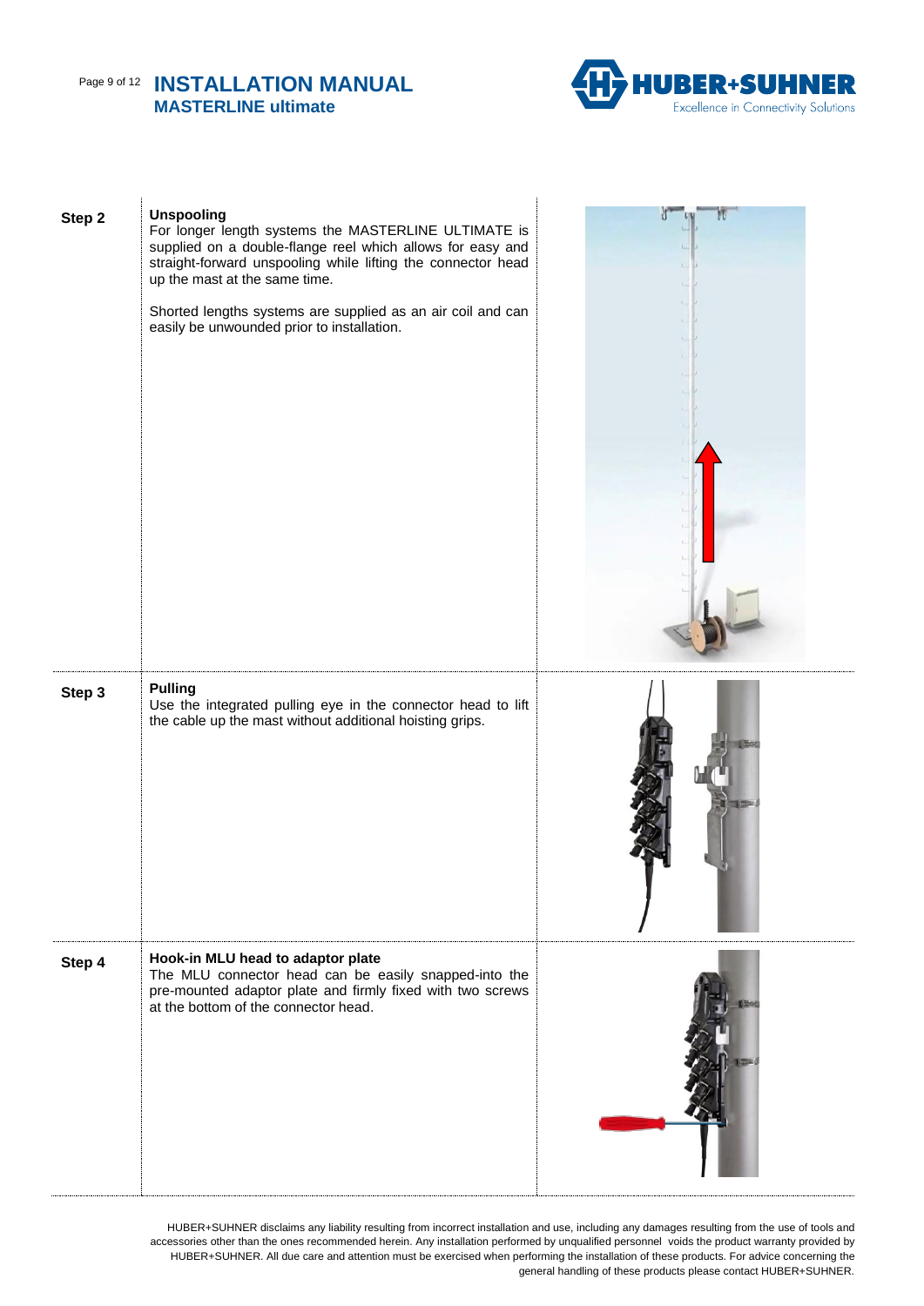| | | |
|---|---|---|
| **Step 2** | **Unspooling**<br>For longer length systems the MASTERLINE ULTIMATE is supplied on a double-flange reel which allows for easy and straight-forward unspooling while lifting the connector head up the mast at the same time.<br><br>Shorted lengths systems are supplied as an air coil and can easily be unwounded prior to installation. | |
| **Step 3** | **Pulling**<br>Use the integrated pulling eye in the connector head to lift the cable up the mast without additional hoisting grips. | |
| **Step 4** | **Hook-in MLU head to adaptor plate**<br>The MLU connector head can be easily snapped-into the pre-mounted adaptor plate and firmly fixed with two screws at the bottom of the connector head. | |

HUBER+SUHNER disclaims any liability resulting from incorrect installation and use, including any damages resulting from the use of tools and accessories other than the ones recommended herein. Any installation performed by unqualified personnel voids the product warranty provided by HUBER+SUHNER. All due care and attention must be exercised when performing the installation of these products. For advice concerning the general handling of these products please contact HUBER+SUHNER.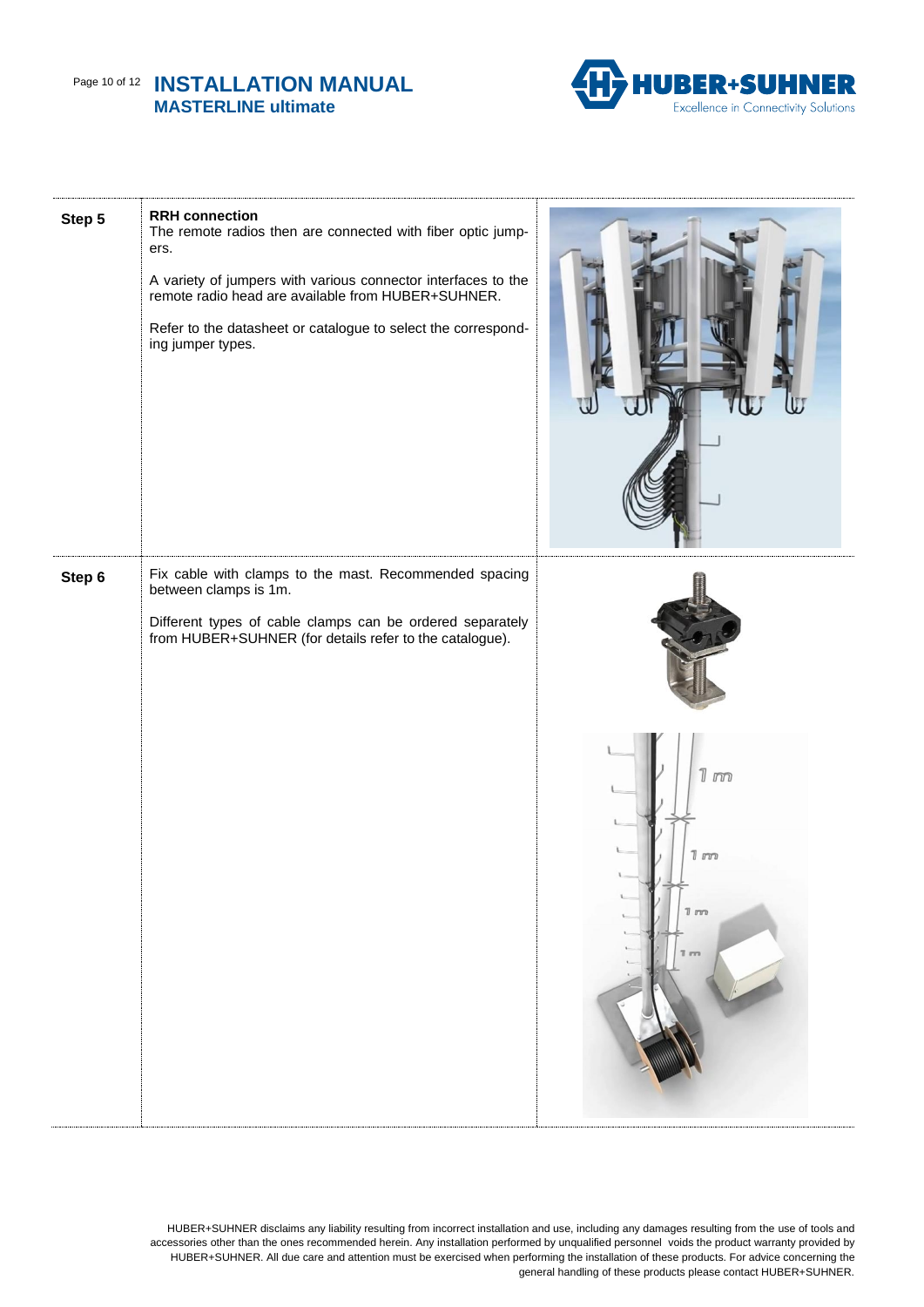| | |
|---|---|
| **Step 5** | **RRH connection**<br>The remote radios then are connected with fiber optic jumpers.<br><br>A variety of jumpers with various connector interfaces to the remote radio head are available from HUBER+SUHNER.<br><br>Refer to the datasheet or catalogue to select the corresponding jumper types. |
| **Step 6** | Fix cable with clamps to the mast. Recommended spacing between clamps is 1m.<br><br>Different types of cable clamps can be ordered separately from HUBER+SUHNER (for details refer to the catalogue). |

1 m
1 m
1 m
1 m

HUBER+SUHNER disclaims any liability resulting from incorrect installation and use, including any damages resulting from the use of tools and accessories other than the ones recommended herein. Any installation performed by unqualified personnel voids the product warranty provided by HUBER+SUHNER. All due care and attention must be exercised when performing the installation of these products. For advice concerning the general handling of these products please contact HUBER+SUHNER.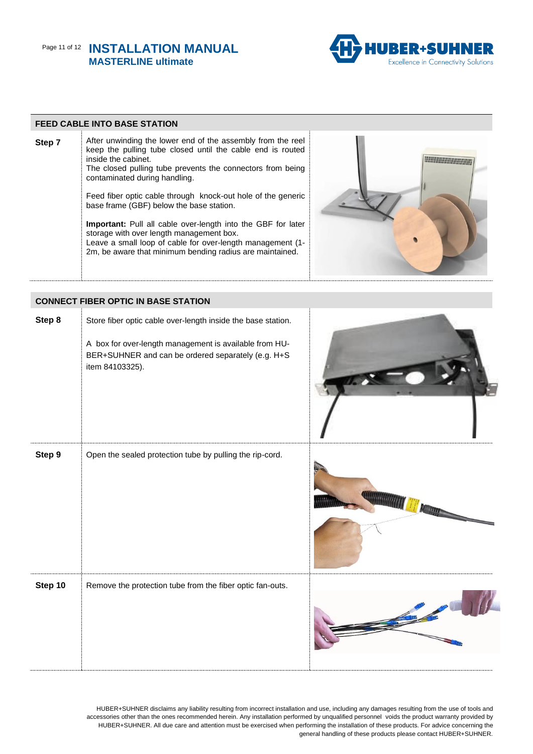## FEED CABLE INTO BASE STATION

| | |
|---|---|
| **Step 7** | After unwinding the lower end of the assembly from the reel keep the pulling tube closed until the cable end is routed inside the cabinet.<br>The closed pulling tube prevents the connectors from being contaminated during handling.<br><br>Feed fiber optic cable through knock-out hole of the generic base frame (GBF) below the base station.<br><br>**Important:** Pull all cable over-length into the GBF for later storage with over length management box.<br>Leave a small loop of cable for over-length management (1-2m, be aware that minimum bending radius are maintained. |

## CONNECT FIBER OPTIC IN BASE STATION

| | |
|---|---|
| **Step 8** | Store fiber optic cable over-length inside the base station.<br><br>A box for over-length management is available from HU-BER+SUHNER and can be ordered separately (e.g. H+S item 84103325). |
| **Step 9** | Open the sealed protection tube by pulling the rip-cord. |
| **Step 10** | Remove the protection tube from the fiber optic fan-outs. |

HUBER+SUHNER disclaims any liability resulting from incorrect installation and use, including any damages resulting from the use of tools and accessories other than the ones recommended herein. Any installation performed by unqualified personnel voids the product warranty provided by HUBER+SUHNER. All due care and attention must be exercised when performing the installation of these products. For advice concerning the general handling of these products please contact HUBER+SUHNER.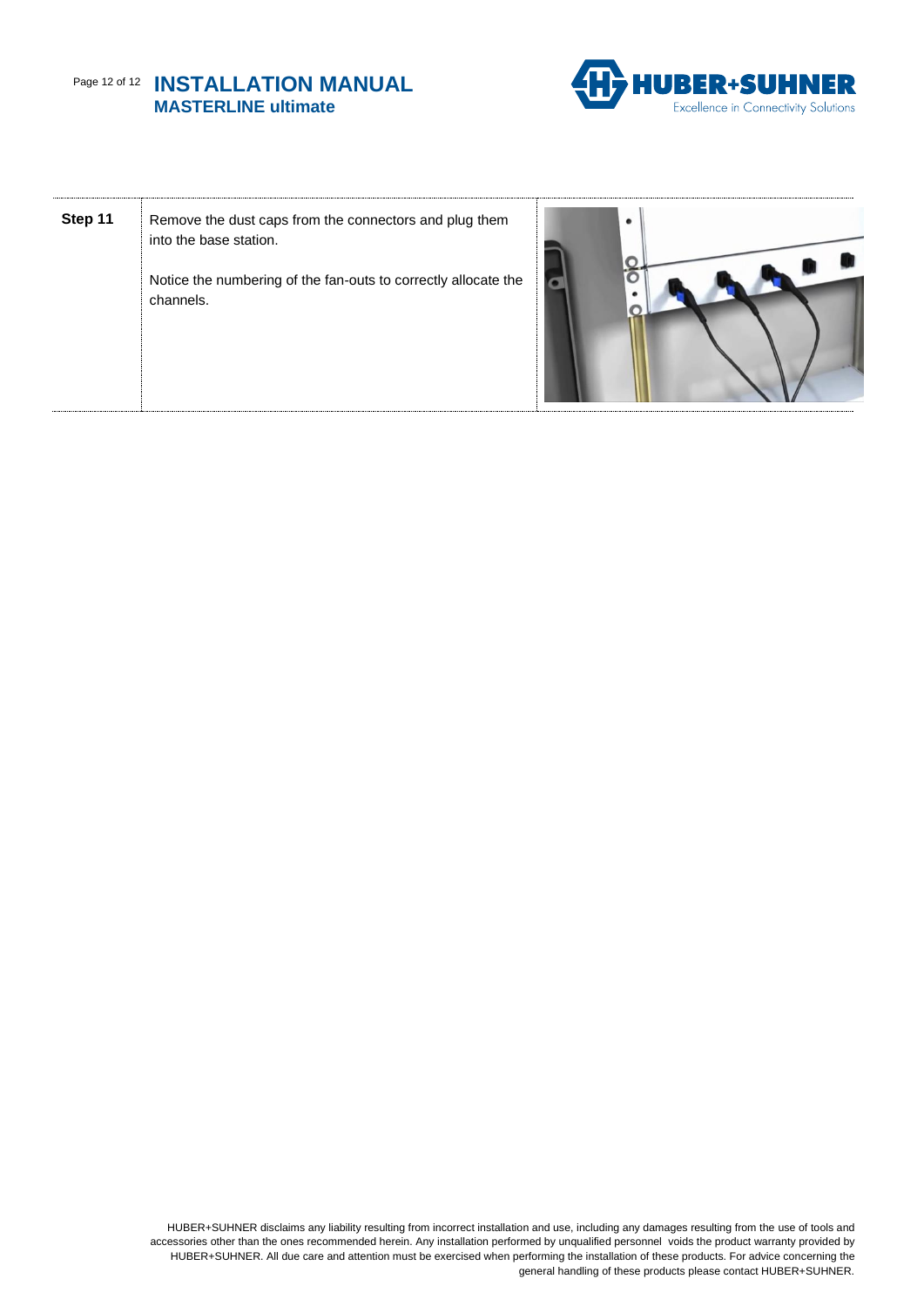| | | |
|---|---|---|
| **Step 11** | Remove the dust caps from the connectors and plug them into the base station.<br><br>Notice the numbering of the fan-outs to correctly allocate the channels. | |

HUBER+SUHNER disclaims any liability resulting from incorrect installation and use, including any damages resulting from the use of tools and accessories other than the ones recommended herein. Any installation performed by unqualified personnel voids the product warranty provided by HUBER+SUHNER. All due care and attention must be exercised when performing the installation of these products. For advice concerning the general handling of these products please contact HUBER+SUHNER.